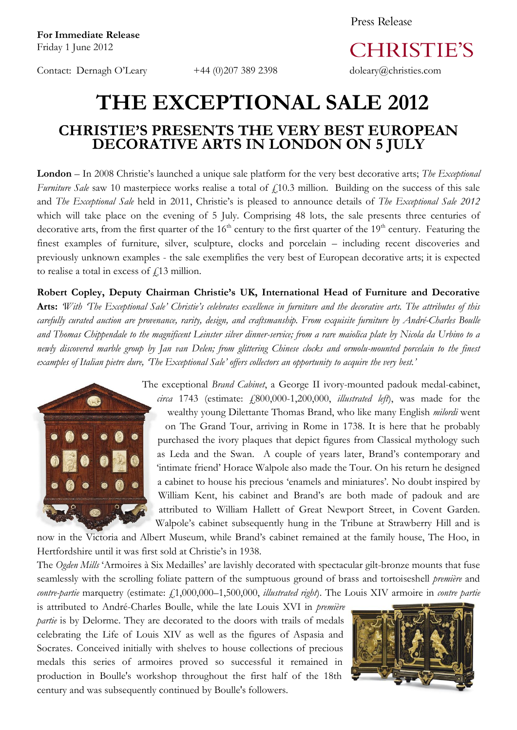Press Release

**For Immediate Release**
Friday 1 June 2012

CHRISTIE'S

Contact: Dernagh O'Leary +44 (0)207 389 2398 doleary@christies.com

# THE EXCEPTIONAL SALE 2012

## CHRISTIE'S PRESENTS THE VERY BEST EUROPEAN DECORATIVE ARTS IN LONDON ON 5 JULY

**London** – In 2008 Christie's launched a unique sale platform for the very best decorative arts; *The Exceptional Furniture Sale* saw 10 masterpiece works realise a total of £10.3 million. Building on the success of this sale and *The Exceptional Sale* held in 2011, Christie's is pleased to announce details of *The Exceptional Sale 2012* which will take place on the evening of 5 July. Comprising 48 lots, the sale presents three centuries of decorative arts, from the first quarter of the 16th century to the first quarter of the 19th century. Featuring the finest examples of furniture, silver, sculpture, clocks and porcelain – including recent discoveries and previously unknown examples - the sale exemplifies the very best of European decorative arts; it is expected to realise a total in excess of £13 million.

**Robert Copley, Deputy Chairman Christie's UK, International Head of Furniture and Decorative Arts:** *'With 'The Exceptional Sale' Christie's celebrates excellence in furniture and the decorative arts. The attributes of this carefully curated auction are provenance, rarity, design, and craftsmanship. From exquisite furniture by André-Charles Boulle and Thomas Chippendale to the magnificent Leinster silver dinner-service; from a rare maiolica plate by Nicola da Urbino to a newly discovered marble group by Jan van Delen; from glittering Chinese clocks and ormolu-mounted porcelain to the finest examples of Italian pietre dure, 'The Exceptional Sale' offers collectors an opportunity to acquire the very best.'*

The exceptional *Brand Cabinet*, a George II ivory-mounted padouk medal-cabinet, *circa* 1743 (estimate: £800,000-1,200,000, *illustrated left*), was made for the wealthy young Dilettante Thomas Brand, who like many English *milordi* went on The Grand Tour, arriving in Rome in 1738. It is here that he probably purchased the ivory plaques that depict figures from Classical mythology such as Leda and the Swan. A couple of years later, Brand's contemporary and 'intimate friend' Horace Walpole also made the Tour. On his return he designed a cabinet to house his precious 'enamels and miniatures'. No doubt inspired by William Kent, his cabinet and Brand's are both made of padouk and are attributed to William Hallett of Great Newport Street, in Covent Garden. Walpole's cabinet subsequently hung in the Tribune at Strawberry Hill and is now in the Victoria and Albert Museum, while Brand's cabinet remained at the family house, The Hoo, in Hertfordshire until it was first sold at Christie's in 1938.

The *Ogden Mills* 'Armoires à Six Medailles' are lavishly decorated with spectacular gilt-bronze mounts that fuse seamlessly with the scrolling foliate pattern of the sumptuous ground of brass and tortoiseshell *première* and *contre-partie* marquetry (estimate: £1,000,000–1,500,000, *illustrated right*). The Louis XIV armoire in *contre partie* is attributed to André-Charles Boulle, while the late Louis XVI in *première partie* is by Delorme. They are decorated to the doors with trails of medals celebrating the Life of Louis XIV as well as the figures of Aspasia and Socrates. Conceived initially with shelves to house collections of precious medals this series of armoires proved so successful it remained in production in Boulle's workshop throughout the first half of the 18th century and was subsequently continued by Boulle's followers.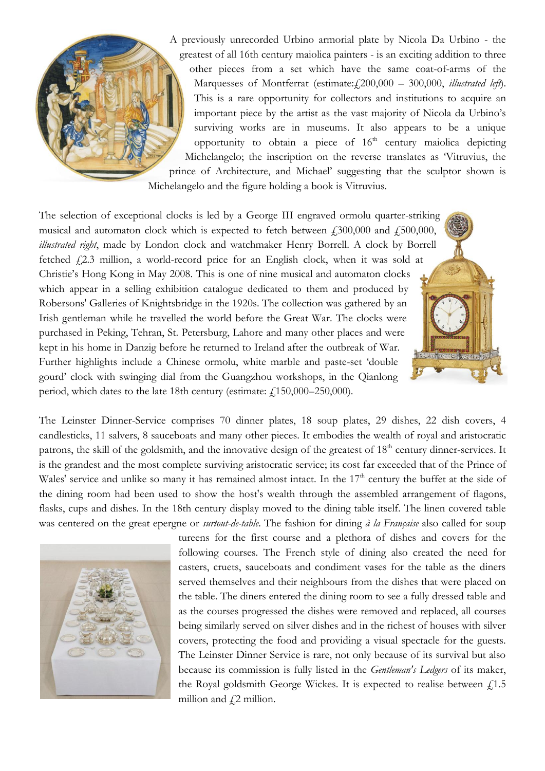A previously unrecorded Urbino armorial plate by Nicola Da Urbino - the greatest of all 16th century maiolica painters - is an exciting addition to three other pieces from a set which have the same coat-of-arms of the Marquesses of Montferrat (estimate:£200,000 – 300,000, *illustrated left*). This is a rare opportunity for collectors and institutions to acquire an important piece by the artist as the vast majority of Nicola da Urbino's surviving works are in museums. It also appears to be a unique opportunity to obtain a piece of 16th century maiolica depicting Michelangelo; the inscription on the reverse translates as 'Vitruvius, the prince of Architecture, and Michael' suggesting that the sculptor shown is Michelangelo and the figure holding a book is Vitruvius.

The selection of exceptional clocks is led by a George III engraved ormolu quarter-striking musical and automaton clock which is expected to fetch between £300,000 and £500,000, *illustrated right*, made by London clock and watchmaker Henry Borrell. A clock by Borrell fetched £2.3 million, a world-record price for an English clock, when it was sold at Christie's Hong Kong in May 2008. This is one of nine musical and automaton clocks which appear in a selling exhibition catalogue dedicated to them and produced by Robersons' Galleries of Knightsbridge in the 1920s. The collection was gathered by an Irish gentleman while he travelled the world before the Great War. The clocks were purchased in Peking, Tehran, St. Petersburg, Lahore and many other places and were kept in his home in Danzig before he returned to Ireland after the outbreak of War. Further highlights include a Chinese ormolu, white marble and paste-set 'double gourd' clock with swinging dial from the Guangzhou workshops, in the Qianlong period, which dates to the late 18th century (estimate: £150,000–250,000).

The Leinster Dinner-Service comprises 70 dinner plates, 18 soup plates, 29 dishes, 22 dish covers, 4 candlesticks, 11 salvers, 8 sauceboats and many other pieces. It embodies the wealth of royal and aristocratic patrons, the skill of the goldsmith, and the innovative design of the greatest of 18th century dinner-services. It is the grandest and the most complete surviving aristocratic service; its cost far exceeded that of the Prince of Wales' service and unlike so many it has remained almost intact. In the 17th century the buffet at the side of the dining room had been used to show the host's wealth through the assembled arrangement of flagons, flasks, cups and dishes. In the 18th century display moved to the dining table itself. The linen covered table was centered on the great epergne or *surtout-de-table*. The fashion for dining *à la Française* also called for soup tureens for the first course and a plethora of dishes and covers for the following courses. The French style of dining also created the need for casters, cruets, sauceboats and condiment vases for the table as the diners served themselves and their neighbours from the dishes that were placed on the table. The diners entered the dining room to see a fully dressed table and as the courses progressed the dishes were removed and replaced, all courses being similarly served on silver dishes and in the richest of houses with silver covers, protecting the food and providing a visual spectacle for the guests. The Leinster Dinner Service is rare, not only because of its survival but also because its commission is fully listed in the *Gentleman's Ledgers* of its maker, the Royal goldsmith George Wickes. It is expected to realise between £1.5 million and £2 million.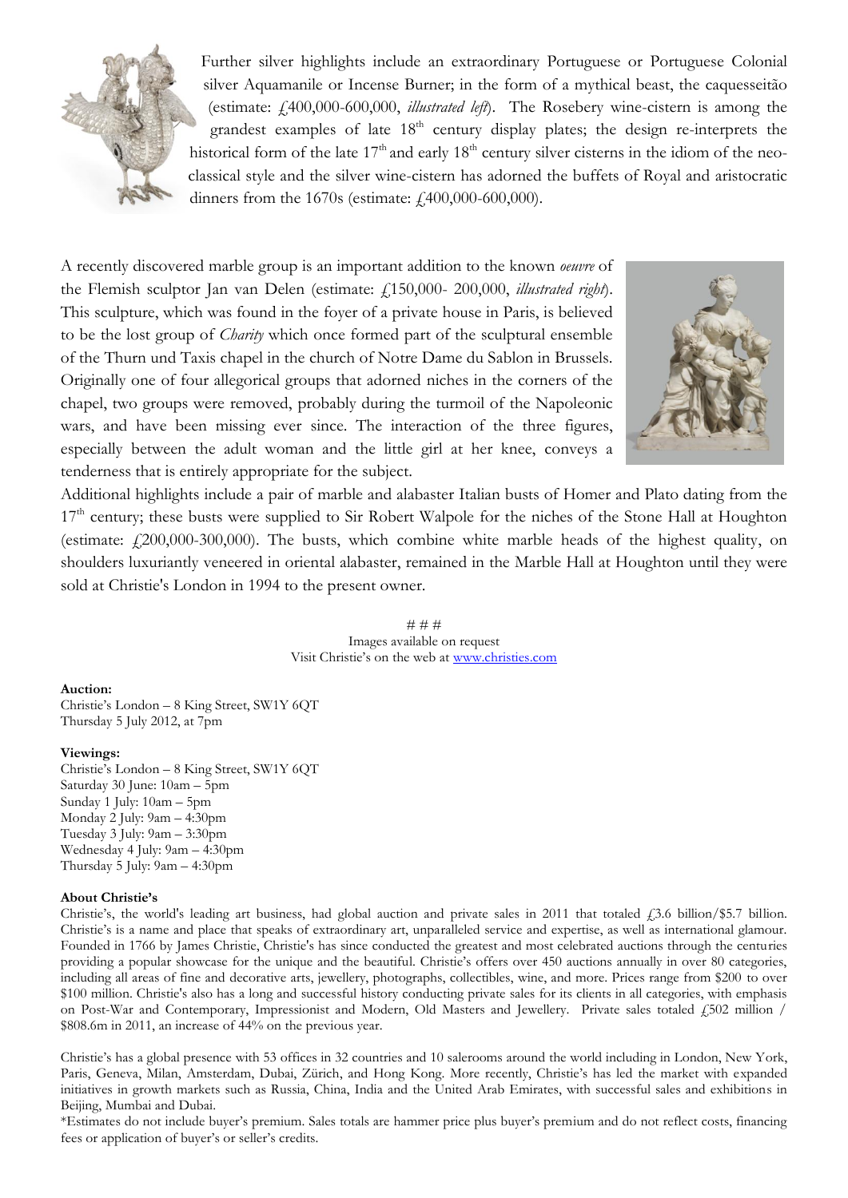Further silver highlights include an extraordinary Portuguese or Portuguese Colonial silver Aquamanile or Incense Burner; in the form of a mythical beast, the caquesseitão (estimate: £400,000-600,000, *illustrated left*). The Rosebery wine-cistern is among the grandest examples of late 18th century display plates; the design re-interprets the historical form of the late 17th and early 18th century silver cisterns in the idiom of the neo-classical style and the silver wine-cistern has adorned the buffets of Royal and aristocratic dinners from the 1670s (estimate: £400,000-600,000).

A recently discovered marble group is an important addition to the known *oeuvre* of the Flemish sculptor Jan van Delen (estimate: £150,000- 200,000, *illustrated right*). This sculpture, which was found in the foyer of a private house in Paris, is believed to be the lost group of *Charity* which once formed part of the sculptural ensemble of the Thurn und Taxis chapel in the church of Notre Dame du Sablon in Brussels. Originally one of four allegorical groups that adorned niches in the corners of the chapel, two groups were removed, probably during the turmoil of the Napoleonic wars, and have been missing ever since. The interaction of the three figures, especially between the adult woman and the little girl at her knee, conveys a tenderness that is entirely appropriate for the subject.

Additional highlights include a pair of marble and alabaster Italian busts of Homer and Plato dating from the 17th century; these busts were supplied to Sir Robert Walpole for the niches of the Stone Hall at Houghton (estimate: £200,000-300,000). The busts, which combine white marble heads of the highest quality, on shoulders luxuriantly veneered in oriental alabaster, remained in the Marble Hall at Houghton until they were sold at Christie's London in 1994 to the present owner.

# # #

Images available on request

Visit Christie's on the web at www.christies.com

**Auction:**
Christie's London – 8 King Street, SW1Y 6QT
Thursday 5 July 2012, at 7pm

**Viewings:**
Christie's London – 8 King Street, SW1Y 6QT
Saturday 30 June: 10am – 5pm
Sunday 1 July: 10am – 5pm
Monday 2 July: 9am – 4:30pm
Tuesday 3 July: 9am – 3:30pm
Wednesday 4 July: 9am – 4:30pm
Thursday 5 July: 9am – 4:30pm

**About Christie's**

Christie's, the world's leading art business, had global auction and private sales in 2011 that totaled £3.6 billion/$5.7 billion. Christie's is a name and place that speaks of extraordinary art, unparalleled service and expertise, as well as international glamour. Founded in 1766 by James Christie, Christie's has since conducted the greatest and most celebrated auctions through the centuries providing a popular showcase for the unique and the beautiful. Christie's offers over 450 auctions annually in over 80 categories, including all areas of fine and decorative arts, jewellery, photographs, collectibles, wine, and more. Prices range from $200 to over $100 million. Christie's also has a long and successful history conducting private sales for its clients in all categories, with emphasis on Post-War and Contemporary, Impressionist and Modern, Old Masters and Jewellery. Private sales totaled £502 million / $808.6m in 2011, an increase of 44% on the previous year.

Christie's has a global presence with 53 offices in 32 countries and 10 salerooms around the world including in London, New York, Paris, Geneva, Milan, Amsterdam, Dubai, Zürich, and Hong Kong. More recently, Christie's has led the market with expanded initiatives in growth markets such as Russia, China, India and the United Arab Emirates, with successful sales and exhibitions in Beijing, Mumbai and Dubai.

*Estimates do not include buyer's premium. Sales totals are hammer price plus buyer's premium and do not reflect costs, financing fees or application of buyer's or seller's credits.